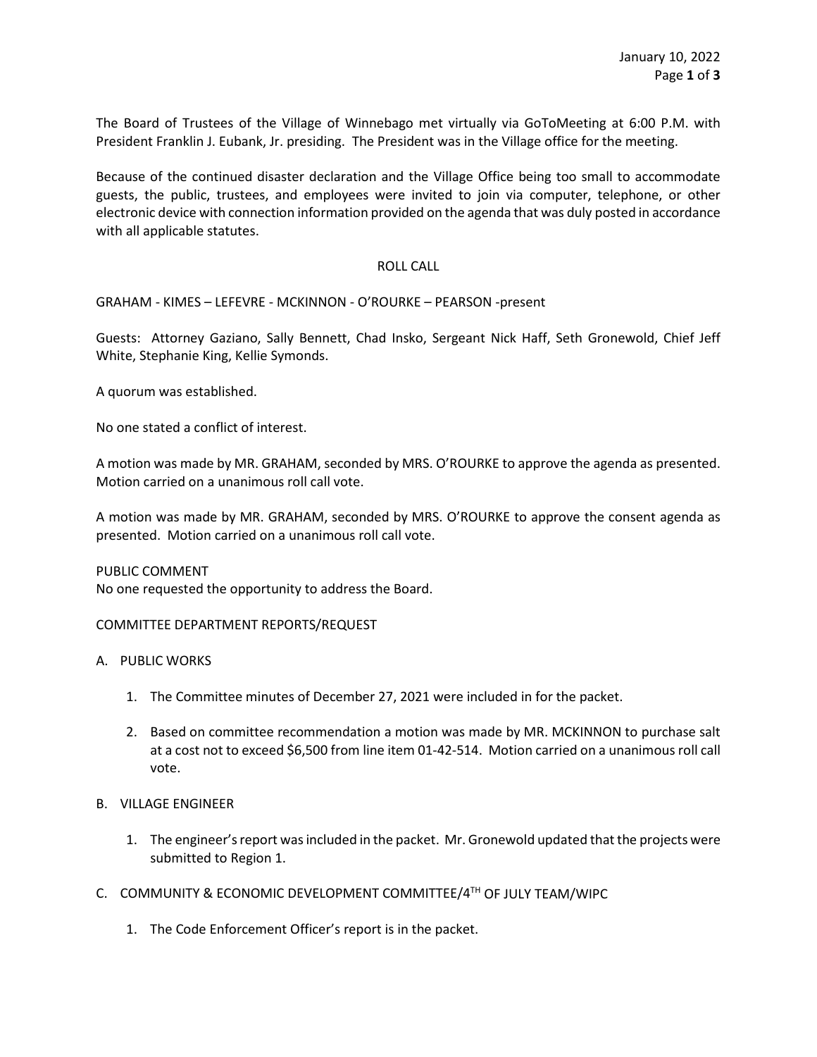The Board of Trustees of the Village of Winnebago met virtually via GoToMeeting at 6:00 P.M. with President Franklin J. Eubank, Jr. presiding. The President was in the Village office for the meeting.

Because of the continued disaster declaration and the Village Office being too small to accommodate guests, the public, trustees, and employees were invited to join via computer, telephone, or other electronic device with connection information provided on the agenda that was duly posted in accordance with all applicable statutes.

ROLL CALL

GRAHAM - KIMES – LEFEVRE - MCKINNON - O'ROURKE – PEARSON -present

Guests: Attorney Gaziano, Sally Bennett, Chad Insko, Sergeant Nick Haff, Seth Gronewold, Chief Jeff White, Stephanie King, Kellie Symonds.

A quorum was established.

No one stated a conflict of interest.

A motion was made by MR. GRAHAM, seconded by MRS. O'ROURKE to approve the agenda as presented. Motion carried on a unanimous roll call vote.

A motion was made by MR. GRAHAM, seconded by MRS. O'ROURKE to approve the consent agenda as presented. Motion carried on a unanimous roll call vote.

PUBLIC COMMENT

No one requested the opportunity to address the Board.

COMMITTEE DEPARTMENT REPORTS/REQUEST

A. PUBLIC WORKS

1. The Committee minutes of December 27, 2021 were included in for the packet.
2. Based on committee recommendation a motion was made by MR. MCKINNON to purchase salt at a cost not to exceed $6,500 from line item 01-42-514. Motion carried on a unanimous roll call vote.

B. VILLAGE ENGINEER

1. The engineer's report was included in the packet. Mr. Gronewold updated that the projects were submitted to Region 1.

C. COMMUNITY & ECONOMIC DEVELOPMENT COMMITTEE/4TH OF JULY TEAM/WIPC

1. The Code Enforcement Officer's report is in the packet.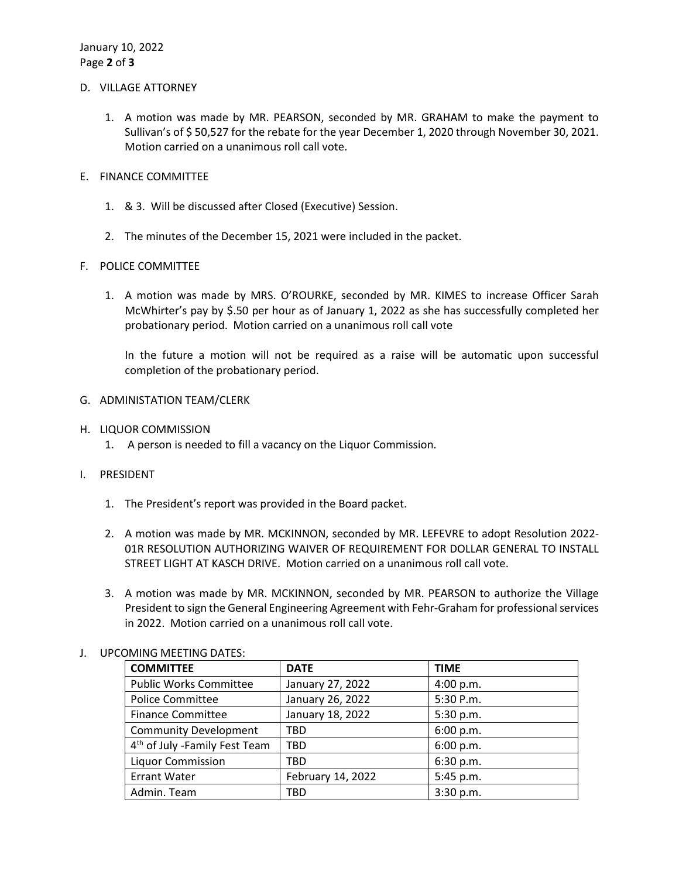D. VILLAGE ATTORNEY

1. A motion was made by MR. PEARSON, seconded by MR. GRAHAM to make the payment to Sullivan's of $ 50,527 for the rebate for the year December 1, 2020 through November 30, 2021. Motion carried on a unanimous roll call vote.

E. FINANCE COMMITTEE

1. & 3. Will be discussed after Closed (Executive) Session.

2. The minutes of the December 15, 2021 were included in the packet.

F. POLICE COMMITTEE

1. A motion was made by MRS. O'ROURKE, seconded by MR. KIMES to increase Officer Sarah McWhirter's pay by $.50 per hour as of January 1, 2022 as she has successfully completed her probationary period. Motion carried on a unanimous roll call vote

   In the future a motion will not be required as a raise will be automatic upon successful completion of the probationary period.

G. ADMINISTATION TEAM/CLERK

H. LIQUOR COMMISSION

1. A person is needed to fill a vacancy on the Liquor Commission.

I. PRESIDENT

1. The President's report was provided in the Board packet.

2. A motion was made by MR. MCKINNON, seconded by MR. LEFEVRE to adopt Resolution 2022-01R RESOLUTION AUTHORIZING WAIVER OF REQUIREMENT FOR DOLLAR GENERAL TO INSTALL STREET LIGHT AT KASCH DRIVE. Motion carried on a unanimous roll call vote.

3. A motion was made by MR. MCKINNON, seconded by MR. PEARSON to authorize the Village President to sign the General Engineering Agreement with Fehr-Graham for professional services in 2022. Motion carried on a unanimous roll call vote.

J. UPCOMING MEETING DATES:

| **COMMITTEE** | **DATE** | **TIME** |
|---|---|---|
| Public Works Committee | January 27, 2022 | 4:00 p.m. |
| Police Committee | January 26, 2022 | 5:30 P.m. |
| Finance Committee | January 18, 2022 | 5:30 p.m. |
| Community Development | TBD | 6:00 p.m. |
| 4th of July -Family Fest Team | TBD | 6:00 p.m. |
| Liquor Commission | TBD | 6:30 p.m. |
| Errant Water | February 14, 2022 | 5:45 p.m. |
| Admin. Team | TBD | 3:30 p.m. |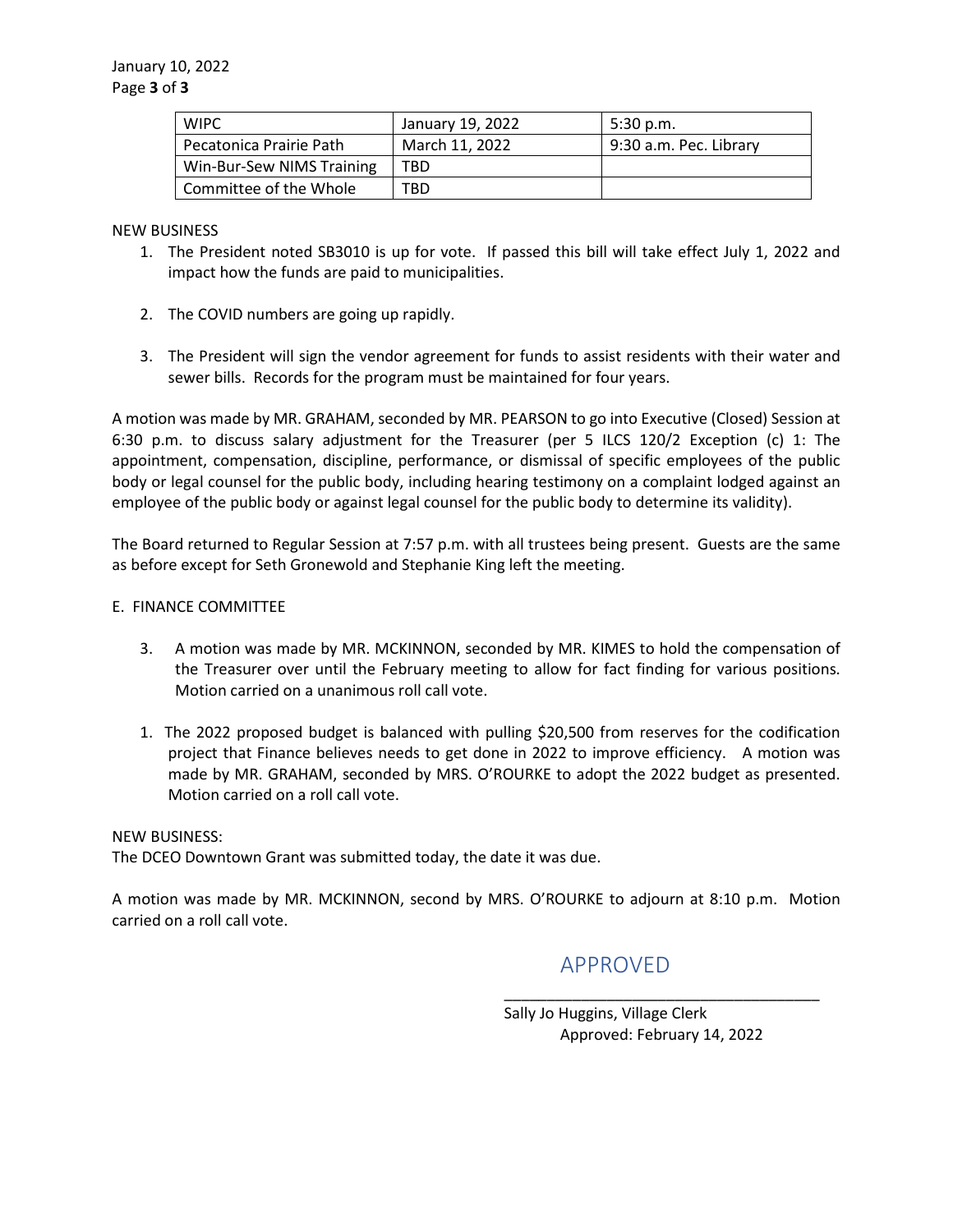| | | |
|---|---|---|
| WIPC | January 19, 2022 | 5:30 p.m. |
| Pecatonica Prairie Path | March 11, 2022 | 9:30 a.m. Pec. Library |
| Win-Bur-Sew NIMS Training | TBD | |
| Committee of the Whole | TBD | |

NEW BUSINESS

1. The President noted SB3010 is up for vote. If passed this bill will take effect July 1, 2022 and impact how the funds are paid to municipalities.

2. The COVID numbers are going up rapidly.

3. The President will sign the vendor agreement for funds to assist residents with their water and sewer bills. Records for the program must be maintained for four years.

A motion was made by MR. GRAHAM, seconded by MR. PEARSON to go into Executive (Closed) Session at 6:30 p.m. to discuss salary adjustment for the Treasurer (per 5 ILCS 120/2 Exception (c) 1: The appointment, compensation, discipline, performance, or dismissal of specific employees of the public body or legal counsel for the public body, including hearing testimony on a complaint lodged against an employee of the public body or against legal counsel for the public body to determine its validity).

The Board returned to Regular Session at 7:57 p.m. with all trustees being present. Guests are the same as before except for Seth Gronewold and Stephanie King left the meeting.

E. FINANCE COMMITTEE

3. A motion was made by MR. MCKINNON, seconded by MR. KIMES to hold the compensation of the Treasurer over until the February meeting to allow for fact finding for various positions. Motion carried on a unanimous roll call vote.

1. The 2022 proposed budget is balanced with pulling $20,500 from reserves for the codification project that Finance believes needs to get done in 2022 to improve efficiency. A motion was made by MR. GRAHAM, seconded by MRS. O'ROURKE to adopt the 2022 budget as presented. Motion carried on a roll call vote.

NEW BUSINESS:

The DCEO Downtown Grant was submitted today, the date it was due.

A motion was made by MR. MCKINNON, second by MRS. O'ROURKE to adjourn at 8:10 p.m. Motion carried on a roll call vote.

APPROVED

\_\_\_\_\_\_\_\_\_\_\_\_\_\_\_\_\_\_\_\_\_\_\_\_\_\_\_\_\_\_\_\_\_\_\_\_

Sally Jo Huggins, Village Clerk

Approved: February 14, 2022